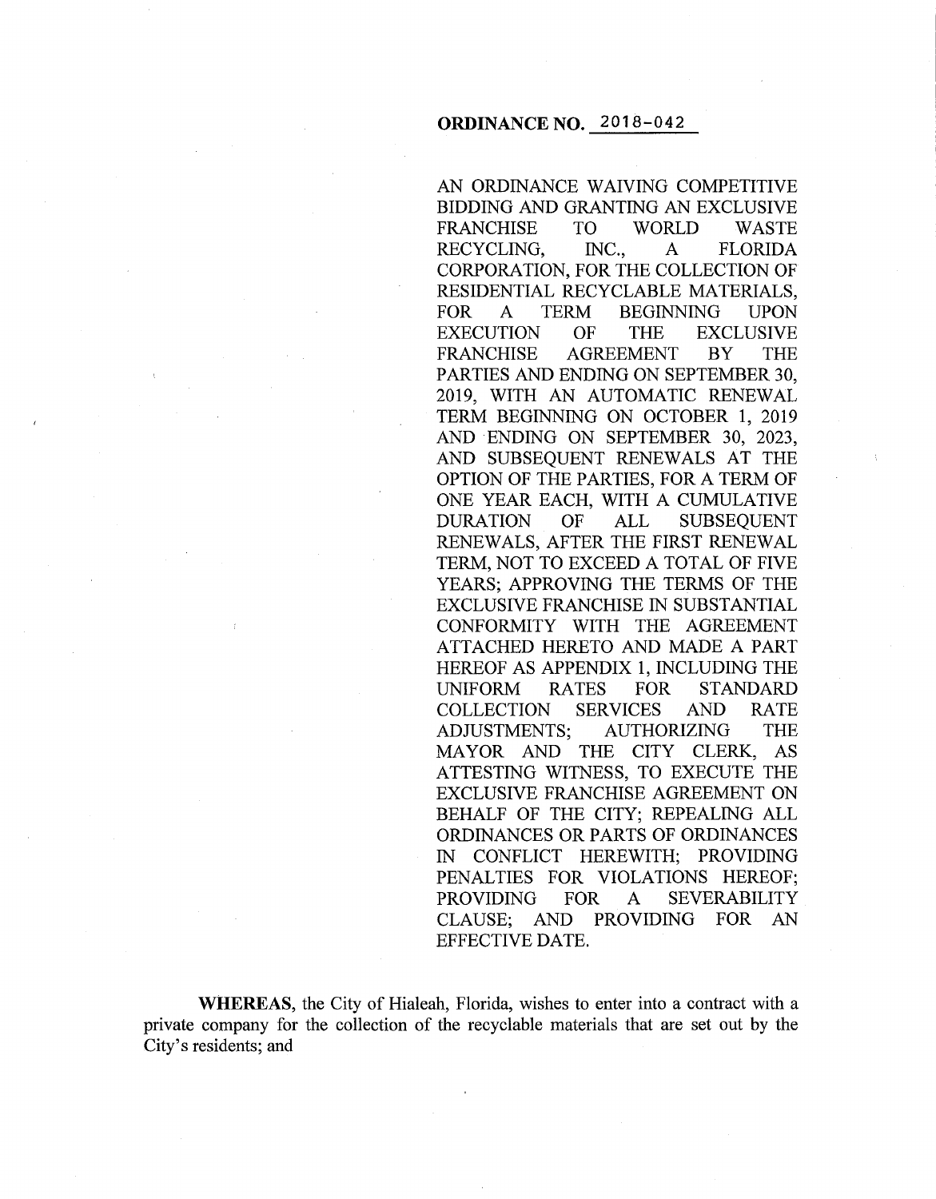# ORDINANCE NO. 2018-042

AN ORDINANCE WAIVING COMPETITIVE BIDDING AND GRANTING AN EXCLUSIVE FRANCHISE TO WORLD WASTE RECYCLING, INC., A FLORIDA CORPORATION, FOR THE COLLECTION OF RESIDENTIAL RECYCLABLE MATERIALS, FOR A TERM BEGINNING UPON EXECUTION OF THE EXCLUSIVE FRANCHISE AGREEMENT BY THE PARTIES AND ENDING ON SEPTEMBER 30, 2019, WITH AN AUTOMATIC RENEWAL TERM BEGINNING ON OCTOBER 1, 2019 AND ENDING ON SEPTEMBER 30, 2023, AND SUBSEQUENT RENEWALS AT THE OPTION OF THE PARTIES, FOR A TERM OF ONE YEAR EACH, WITH A CUMULATIVE DURATION OF ALL SUBSEQUENT RENEWALS, AFTER THE FIRST RENEWAL TERM, NOT TO EXCEED A TOTAL OF FIVE YEARS; APPROVING THE TERMS OF THE EXCLUSIVE FRANCHISE IN SUBSTANTIAL CONFORMITY WITH THE AGREEMENT ATTACHED HERETO AND MADE A PART HEREOF AS APPENDIX 1, INCLUDING THE UNIFORM RATES FOR STANDARD COLLECTION SERVICES AND RATE ADJUSTMENTS; AUTHORIZING THE MAYOR AND THE CITY CLERK, AS ATTESTING WITNESS, TO EXECUTE THE EXCLUSIVE FRANCHISE AGREEMENT ON BEHALF OF THE CITY; REPEALING ALL ORDINANCES OR PARTS OF ORDINANCES IN CONFLICT HEREWITH; PROVIDING PENALTIES FOR VIOLATIONS HEREOF; PROVIDING FOR A SEVERABILITY CLAUSE; AND PROVIDING FOR AN EFFECTIVE DATE.

**WHEREAS**, the City of Hialeah, Florida, wishes to enter into a contract with a private company for the collection of the recyclable materials that are set out by the City's residents; and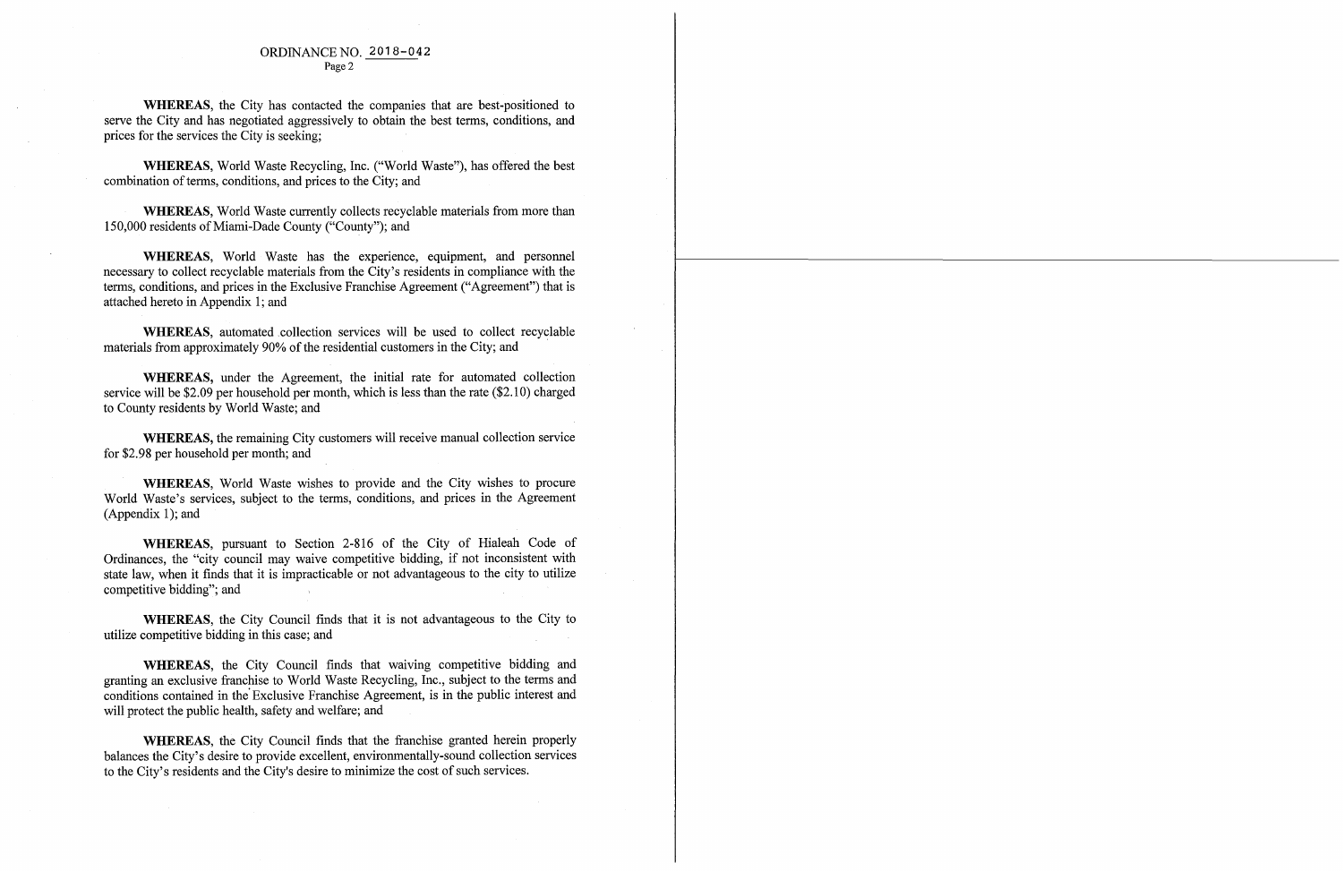**WHEREAS**, the City has contacted the companies that are best-positioned to serve the City and has negotiated aggressively to obtain the best terms, conditions, and prices for the services the City is seeking;

**WHEREAS**, World Waste Recycling, Inc. ("World Waste"), has offered the best combination of terms, conditions, and prices to the City; and

**WHEREAS**, World Waste currently collects recyclable materials from more than 150,000 residents of Miami-Dade County ("County"); and

**WHEREAS**, World Waste has the experience, equipment, and personnel necessary to collect recyclable materials from the City's residents in compliance with the terms, conditions, and prices in the Exclusive Franchise Agreement ("Agreement") that is attached hereto in Appendix 1; and

**WHEREAS**, automated collection services will be used to collect recyclable materials from approximately 90% of the residential customers in the City; and

**WHEREAS,** under the Agreement, the initial rate for automated collection service will be $2.09 per household per month, which is less than the rate ($2.10) charged to County residents by World Waste; and

**WHEREAS,** the remaining City customers will receive manual collection service for $2.98 per household per month; and

**WHEREAS**, World Waste wishes to provide and the City wishes to procure World Waste's services, subject to the terms, conditions, and prices in the Agreement (Appendix 1); and

**WHEREAS**, pursuant to Section 2-816 of the City of Hialeah Code of Ordinances, the "city council may waive competitive bidding, if not inconsistent with state law, when it finds that it is impracticable or not advantageous to the city to utilize competitive bidding"; and

**WHEREAS**, the City Council finds that it is not advantageous to the City to utilize competitive bidding in this case; and

**WHEREAS**, the City Council finds that waiving competitive bidding and granting an exclusive franchise to World Waste Recycling, Inc., subject to the terms and conditions contained in the Exclusive Franchise Agreement, is in the public interest and will protect the public health, safety and welfare; and

**WHEREAS**, the City Council finds that the franchise granted herein properly balances the City's desire to provide excellent, environmentally-sound collection services to the City's residents and the City's desire to minimize the cost of such services.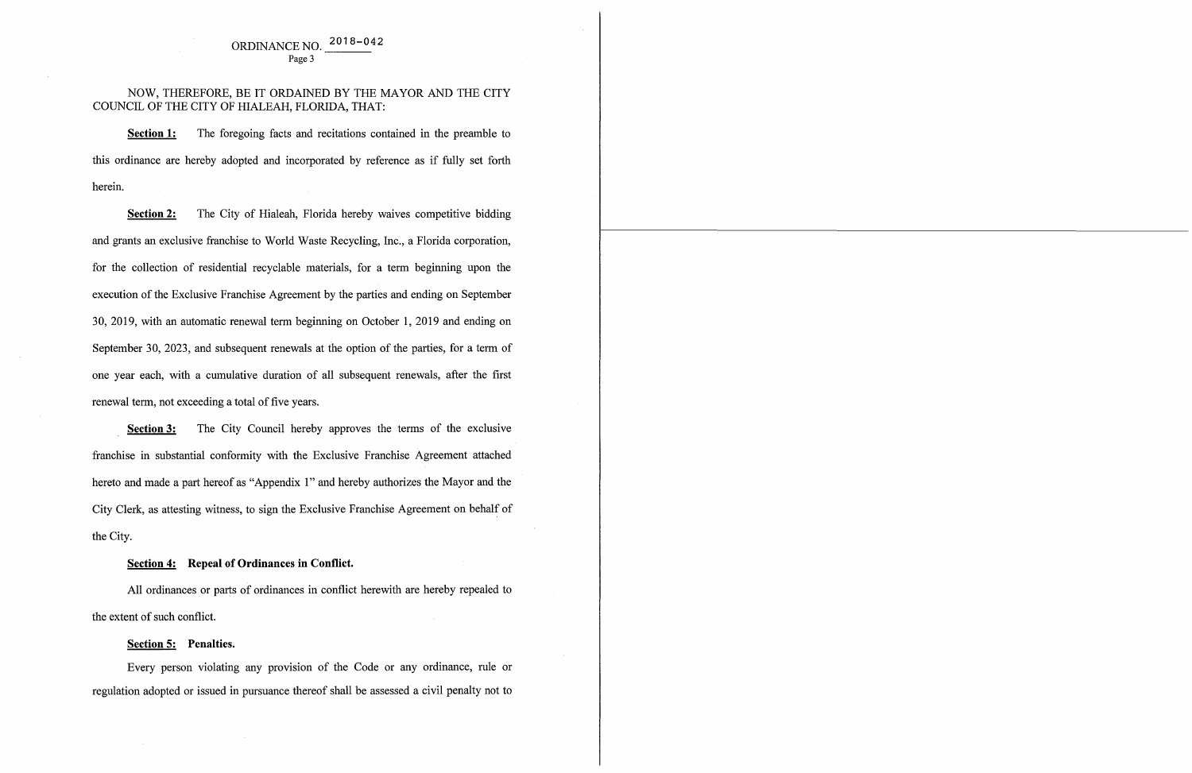ORDINANCE NO. 2018-042

NOW, THEREFORE, BE IT ORDAINED BY THE MAYOR AND THE CITY COUNCIL OF THE CITY OF HIALEAH, FLORIDA, THAT:

**Section 1:** The foregoing facts and recitations contained in the preamble to this ordinance are hereby adopted and incorporated by reference as if fully set forth herein.

**Section 2:** The City of Hialeah, Florida hereby waives competitive bidding and grants an exclusive franchise to World Waste Recycling, Inc., a Florida corporation, for the collection of residential recyclable materials, for a term beginning upon the execution of the Exclusive Franchise Agreement by the parties and ending on September 30, 2019, with an automatic renewal term beginning on October 1, 2019 and ending on September 30, 2023, and subsequent renewals at the option of the parties, for a term of one year each, with a cumulative duration of all subsequent renewals, after the first renewal term, not exceeding a total of five years.

**Section 3:** The City Council hereby approves the terms of the exclusive franchise in substantial conformity with the Exclusive Franchise Agreement attached hereto and made a part hereof as "Appendix 1" and hereby authorizes the Mayor and the City Clerk, as attesting witness, to sign the Exclusive Franchise Agreement on behalf of the City.

**Section 4: Repeal of Ordinances in Conflict.**

All ordinances or parts of ordinances in conflict herewith are hereby repealed to the extent of such conflict.

**Section 5: Penalties.**

Every person violating any provision of the Code or any ordinance, rule or regulation adopted or issued in pursuance thereof shall be assessed a civil penalty not to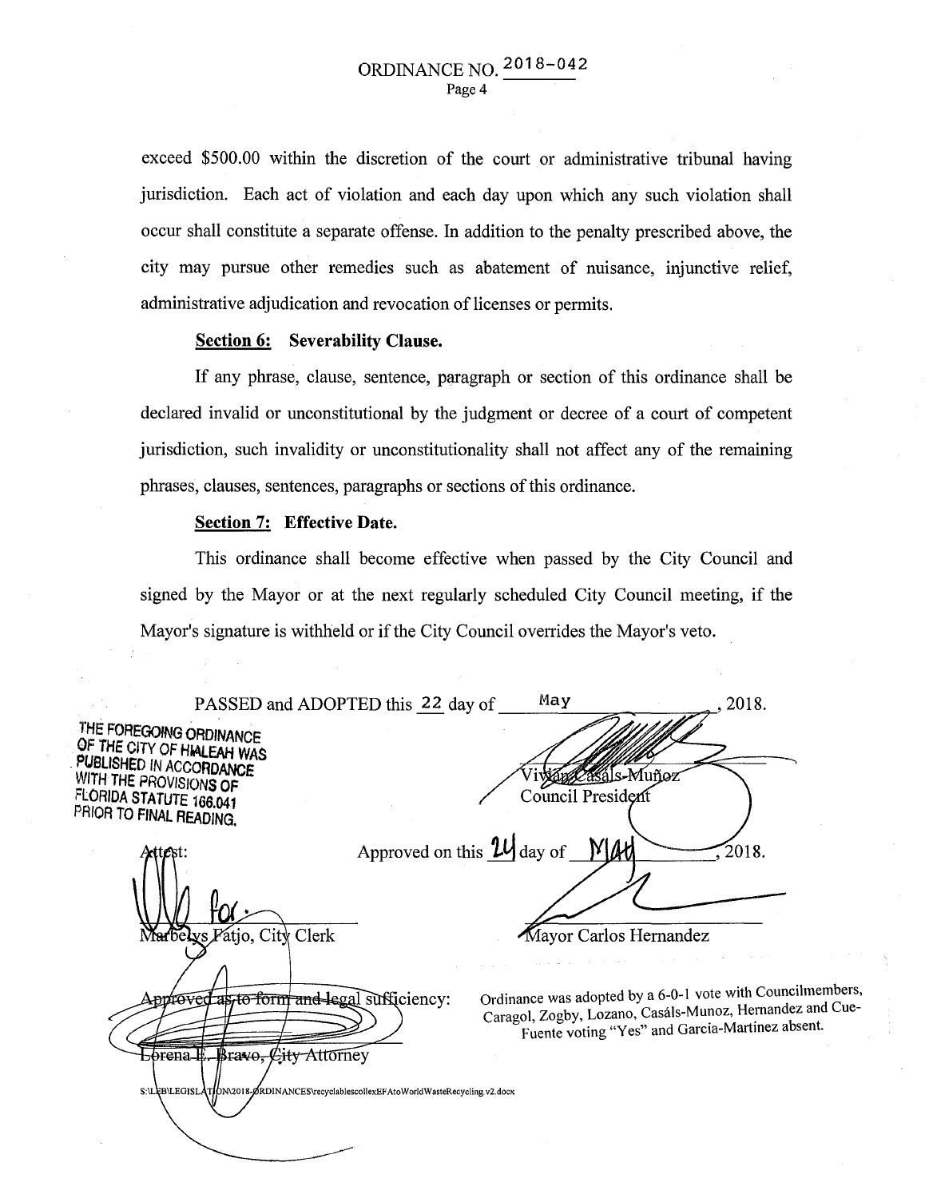exceed $500.00 within the discretion of the court or administrative tribunal having jurisdiction. Each act of violation and each day upon which any such violation shall occur shall constitute a separate offense. In addition to the penalty prescribed above, the city may pursue other remedies such as abatement of nuisance, injunctive relief, administrative adjudication and revocation of licenses or permits.

**Section 6: Severability Clause.**

If any phrase, clause, sentence, paragraph or section of this ordinance shall be declared invalid or unconstitutional by the judgment or decree of a court of competent jurisdiction, such invalidity or unconstitutionality shall not affect any of the remaining phrases, clauses, sentences, paragraphs or sections of this ordinance.

**Section 7: Effective Date.**

This ordinance shall become effective when passed by the City Council and signed by the Mayor or at the next regularly scheduled City Council meeting, if the Mayor's signature is withheld or if the City Council overrides the Mayor's veto.

PASSED and ADOPTED this 22 day of May, 2018.

THE FOREGOING ORDINANCE OF THE CITY OF HIALEAH WAS PUBLISHED IN ACCORDANCE WITH THE PROVISIONS OF FLORIDA STATUTE 166.041 PRIOR TO FINAL READING.

Vivian Casáls-Muñoz
Council President

Attest:

Approved on this 24 day of MAY, 2018.

Marbelys Fatjo, City Clerk

Mayor Carlos Hernandez

Approved as to form and legal sufficiency:

Lorena E. Bravo, City Attorney

Ordinance was adopted by a 6-0-1 vote with Councilmembers, Caragol, Zogby, Lozano, Casáls-Munoz, Hernandez and Cue-Fuente voting "Yes" and Garcia-Martinez absent.

S:\LEB\LEGISLATION\2018-ORDINANCES\recyclablescollexEFAtoWorldWasteRecycling.v2.docx